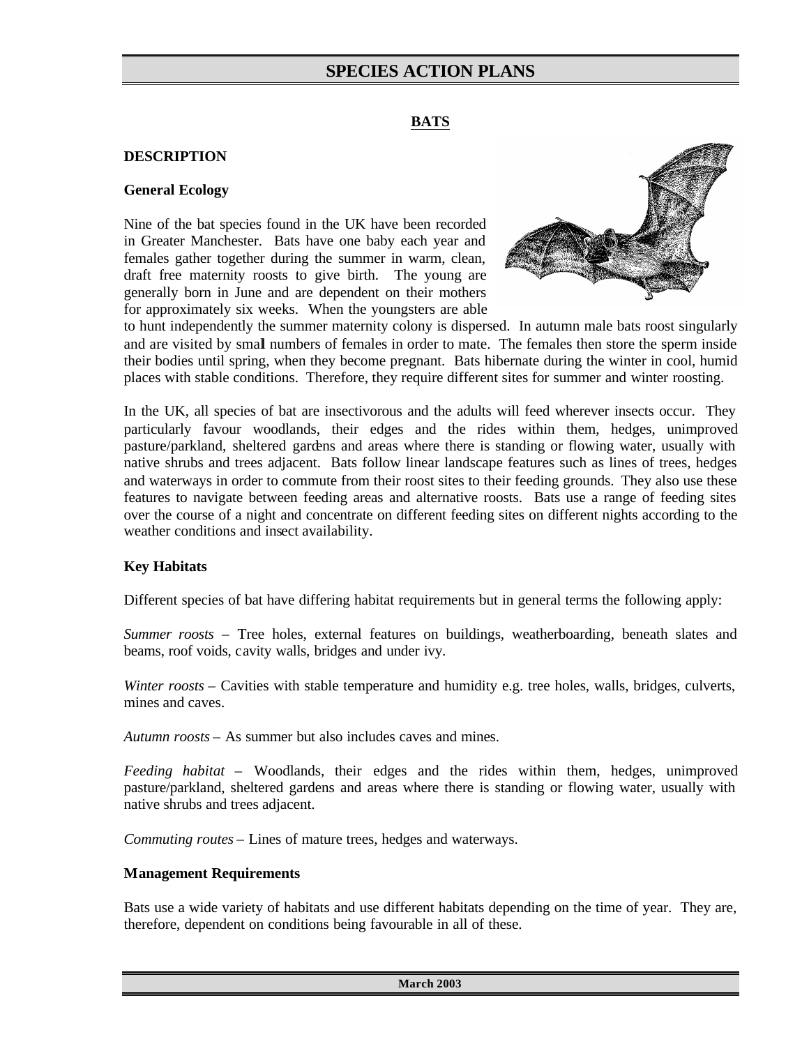# SPECIES ACTION PLANS

## BATS

### DESCRIPTION

#### General Ecology

Nine of the bat species found in the UK have been recorded in Greater Manchester. Bats have one baby each year and females gather together during the summer in warm, clean, draft free maternity roosts to give birth. The young are generally born in June and are dependent on their mothers for approximately six weeks. When the youngsters are able to hunt independently the summer maternity colony is dispersed. In autumn male bats roost singularly and are visited by small numbers of females in order to mate. The females then store the sperm inside their bodies until spring, when they become pregnant. Bats hibernate during the winter in cool, humid places with stable conditions. Therefore, they require different sites for summer and winter roosting.

In the UK, all species of bat are insectivorous and the adults will feed wherever insects occur. They particularly favour woodlands, their edges and the rides within them, hedges, unimproved pasture/parkland, sheltered gardens and areas where there is standing or flowing water, usually with native shrubs and trees adjacent. Bats follow linear landscape features such as lines of trees, hedges and waterways in order to commute from their roost sites to their feeding grounds. They also use these features to navigate between feeding areas and alternative roosts. Bats use a range of feeding sites over the course of a night and concentrate on different feeding sites on different nights according to the weather conditions and insect availability.

#### Key Habitats

Different species of bat have differing habitat requirements but in general terms the following apply:

*Summer roosts* – Tree holes, external features on buildings, weatherboarding, beneath slates and beams, roof voids, cavity walls, bridges and under ivy.

*Winter roosts* – Cavities with stable temperature and humidity e.g. tree holes, walls, bridges, culverts, mines and caves.

*Autumn roosts* – As summer but also includes caves and mines.

*Feeding habitat* – Woodlands, their edges and the rides within them, hedges, unimproved pasture/parkland, sheltered gardens and areas where there is standing or flowing water, usually with native shrubs and trees adjacent.

*Commuting routes* – Lines of mature trees, hedges and waterways.

#### Management Requirements

Bats use a wide variety of habitats and use different habitats depending on the time of year. They are, therefore, dependent on conditions being favourable in all of these.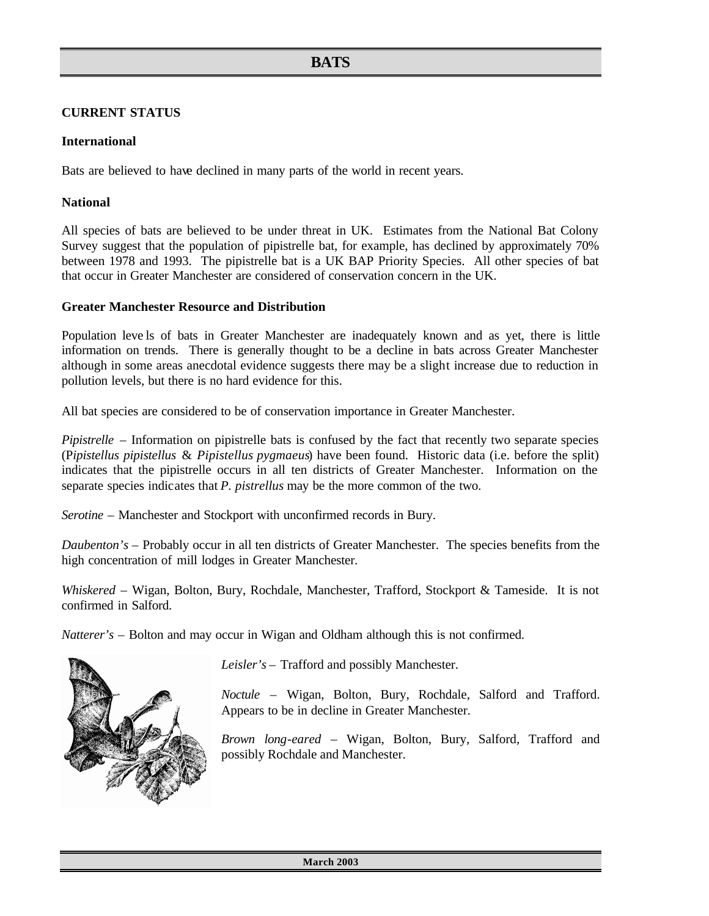# BATS

## CURRENT STATUS

### International

Bats are believed to have declined in many parts of the world in recent years.

### National

All species of bats are believed to be under threat in UK. Estimates from the National Bat Colony Survey suggest that the population of pipistrelle bat, for example, has declined by approximately 70% between 1978 and 1993. The pipistrelle bat is a UK BAP Priority Species. All other species of bat that occur in Greater Manchester are considered of conservation concern in the UK.

### Greater Manchester Resource and Distribution

Population leve ls of bats in Greater Manchester are inadequately known and as yet, there is little information on trends. There is generally thought to be a decline in bats across Greater Manchester although in some areas anecdotal evidence suggests there may be a slight increase due to reduction in pollution levels, but there is no hard evidence for this.

All bat species are considered to be of conservation importance in Greater Manchester.

*Pipistrelle* – Information on pipistrelle bats is confused by the fact that recently two separate species (*Pipistellus pipistellus* & *Pipistellus pygmaeus*) have been found. Historic data (i.e. before the split) indicates that the pipistrelle occurs in all ten districts of Greater Manchester. Information on the separate species indicates that *P. pistrellus* may be the more common of the two.

*Serotine* – Manchester and Stockport with unconfirmed records in Bury.

*Daubenton's* – Probably occur in all ten districts of Greater Manchester. The species benefits from the high concentration of mill lodges in Greater Manchester.

*Whiskered* – Wigan, Bolton, Bury, Rochdale, Manchester, Trafford, Stockport & Tameside. It is not confirmed in Salford.

*Natterer's* – Bolton and may occur in Wigan and Oldham although this is not confirmed.

*Leisler's* – Trafford and possibly Manchester.

*Noctule* – Wigan, Bolton, Bury, Rochdale, Salford and Trafford. Appears to be in decline in Greater Manchester.

*Brown long-eared* – Wigan, Bolton, Bury, Salford, Trafford and possibly Rochdale and Manchester.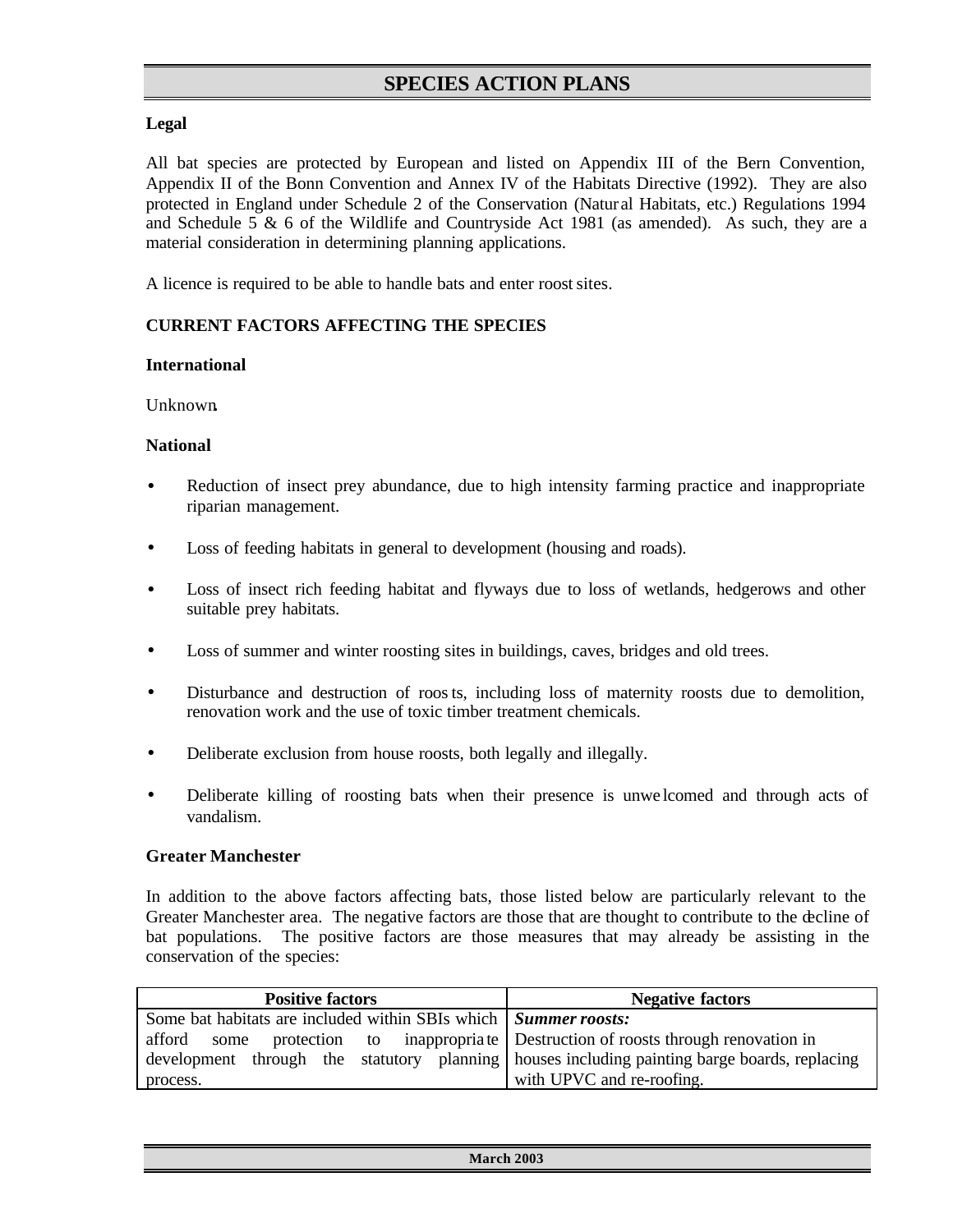## SPECIES ACTION PLANS

**Legal**

All bat species are protected by European and listed on Appendix III of the Bern Convention, Appendix II of the Bonn Convention and Annex IV of the Habitats Directive (1992). They are also protected in England under Schedule 2 of the Conservation (Natural Habitats, etc.) Regulations 1994 and Schedule 5 & 6 of the Wildlife and Countryside Act 1981 (as amended). As such, they are a material consideration in determining planning applications.

A licence is required to be able to handle bats and enter roost sites.

**CURRENT FACTORS AFFECTING THE SPECIES**

**International**

Unknown.

**National**

- Reduction of insect prey abundance, due to high intensity farming practice and inappropriate riparian management.
- Loss of feeding habitats in general to development (housing and roads).
- Loss of insect rich feeding habitat and flyways due to loss of wetlands, hedgerows and other suitable prey habitats.
- Loss of summer and winter roosting sites in buildings, caves, bridges and old trees.
- Disturbance and destruction of roosts, including loss of maternity roosts due to demolition, renovation work and the use of toxic timber treatment chemicals.
- Deliberate exclusion from house roosts, both legally and illegally.
- Deliberate killing of roosting bats when their presence is unwelcomed and through acts of vandalism.

**Greater Manchester**

In addition to the above factors affecting bats, those listed below are particularly relevant to the Greater Manchester area. The negative factors are those that are thought to contribute to the decline of bat populations. The positive factors are those measures that may already be assisting in the conservation of the species:

| Positive factors | Negative factors |
|---|---|
| Some bat habitats are included within SBIs which afford some protection to inappropriate development through the statutory planning process. | ***Summer roosts:*** Destruction of roosts through renovation in houses including painting barge boards, replacing with UPVC and re-roofing. |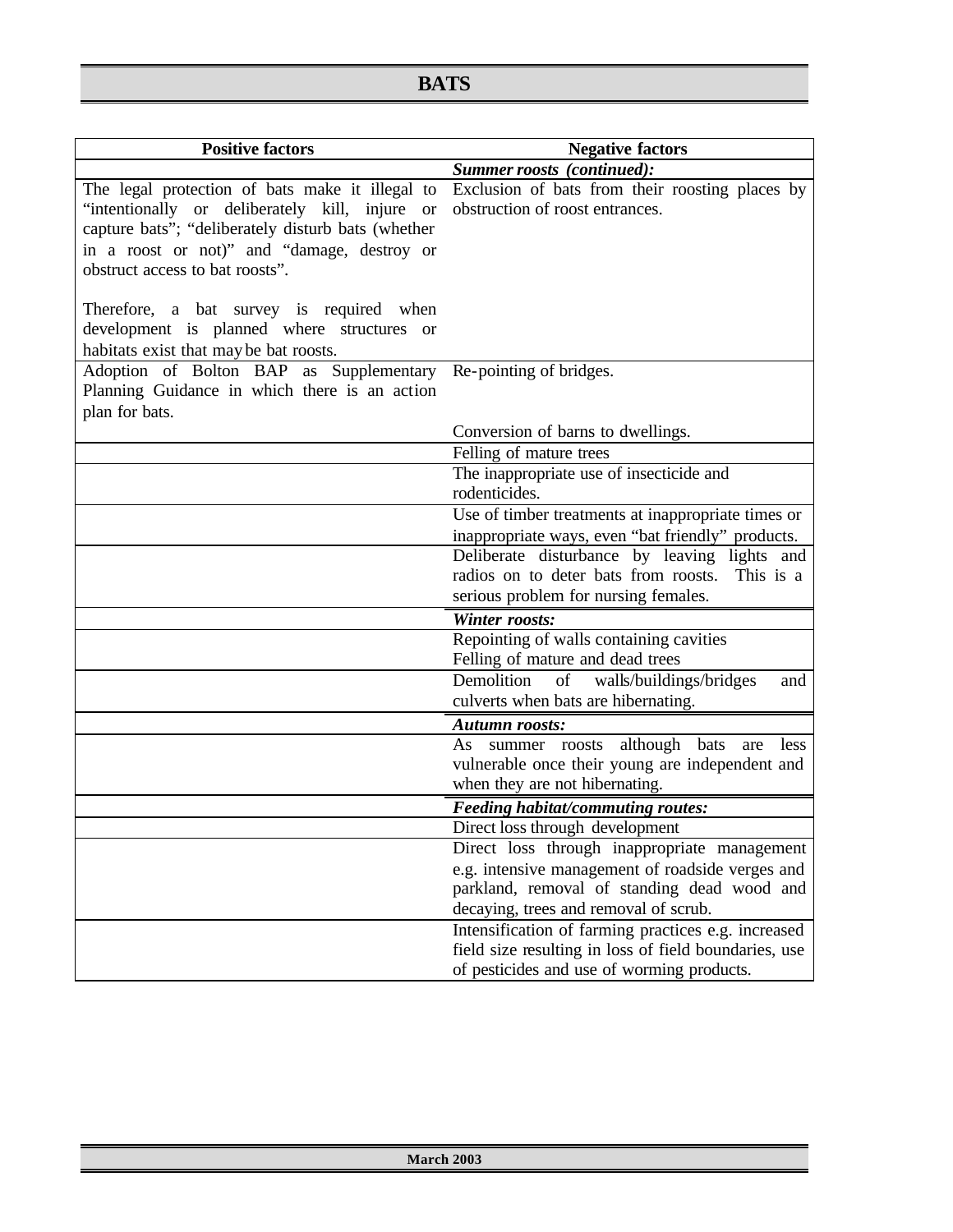# BATS

| Positive factors | Negative factors |
| --- | --- |
| | ***Summer roosts (continued):*** |
| The legal protection of bats make it illegal to "intentionally or deliberately kill, injure or capture bats"; "deliberately disturb bats (whether in a roost or not)" and "damage, destroy or obstruct access to bat roosts".<br><br>Therefore, a bat survey is required when development is planned where structures or habitats exist that may be bat roosts. | Exclusion of bats from their roosting places by obstruction of roost entrances. |
| Adoption of Bolton BAP as Supplementary Planning Guidance in which there is an action plan for bats. | Re-pointing of bridges.<br><br>Conversion of barns to dwellings. |
| | Felling of mature trees |
| | The inappropriate use of insecticide and rodenticides. |
| | Use of timber treatments at inappropriate times or inappropriate ways, even "bat friendly" products. |
| | Deliberate disturbance by leaving lights and radios on to deter bats from roosts. This is a serious problem for nursing females. |
| | ***Winter roosts:*** |
| | Repointing of walls containing cavities<br>Felling of mature and dead trees |
| | Demolition of walls/buildings/bridges and culverts when bats are hibernating. |
| | ***Autumn roosts:*** |
| | As summer roosts although bats are less vulnerable once their young are independent and when they are not hibernating. |
| | ***Feeding habitat/commuting routes:*** |
| | Direct loss through development |
| | Direct loss through inappropriate management e.g. intensive management of roadside verges and parkland, removal of standing dead wood and decaying, trees and removal of scrub. |
| | Intensification of farming practices e.g. increased field size resulting in loss of field boundaries, use of pesticides and use of worming products. |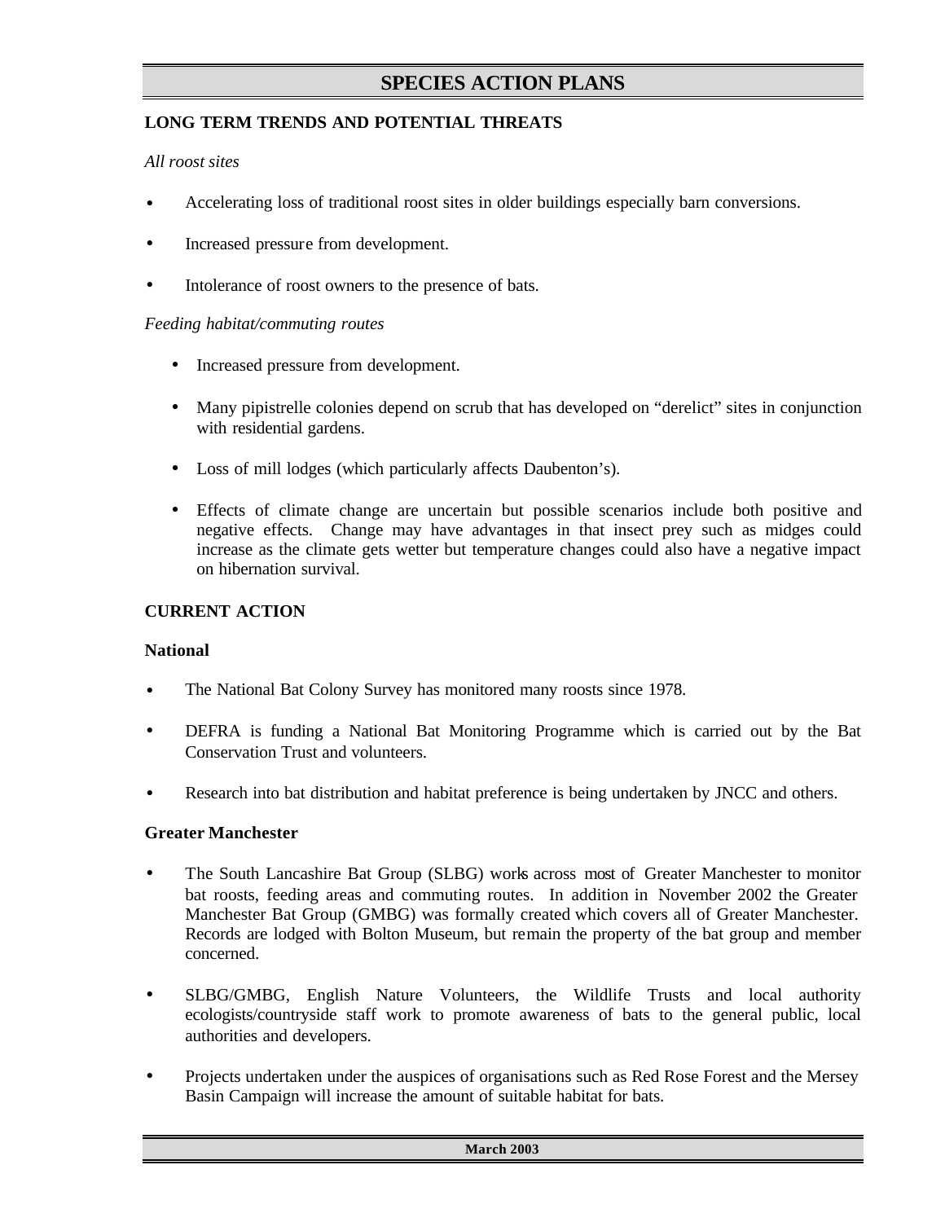# SPECIES ACTION PLANS

## LONG TERM TRENDS AND POTENTIAL THREATS

*All roost sites*

- Accelerating loss of traditional roost sites in older buildings especially barn conversions.
- Increased pressure from development.
- Intolerance of roost owners to the presence of bats.

*Feeding habitat/commuting routes*

- Increased pressure from development.
- Many pipistrelle colonies depend on scrub that has developed on "derelict" sites in conjunction with residential gardens.
- Loss of mill lodges (which particularly affects Daubenton's).
- Effects of climate change are uncertain but possible scenarios include both positive and negative effects. Change may have advantages in that insect prey such as midges could increase as the climate gets wetter but temperature changes could also have a negative impact on hibernation survival.

## CURRENT ACTION

### National

- The National Bat Colony Survey has monitored many roosts since 1978.
- DEFRA is funding a National Bat Monitoring Programme which is carried out by the Bat Conservation Trust and volunteers.
- Research into bat distribution and habitat preference is being undertaken by JNCC and others.

### Greater Manchester

- The South Lancashire Bat Group (SLBG) works across most of Greater Manchester to monitor bat roosts, feeding areas and commuting routes. In addition in November 2002 the Greater Manchester Bat Group (GMBG) was formally created which covers all of Greater Manchester. Records are lodged with Bolton Museum, but remain the property of the bat group and member concerned.
- SLBG/GMBG, English Nature Volunteers, the Wildlife Trusts and local authority ecologists/countryside staff work to promote awareness of bats to the general public, local authorities and developers.
- Projects undertaken under the auspices of organisations such as Red Rose Forest and the Mersey Basin Campaign will increase the amount of suitable habitat for bats.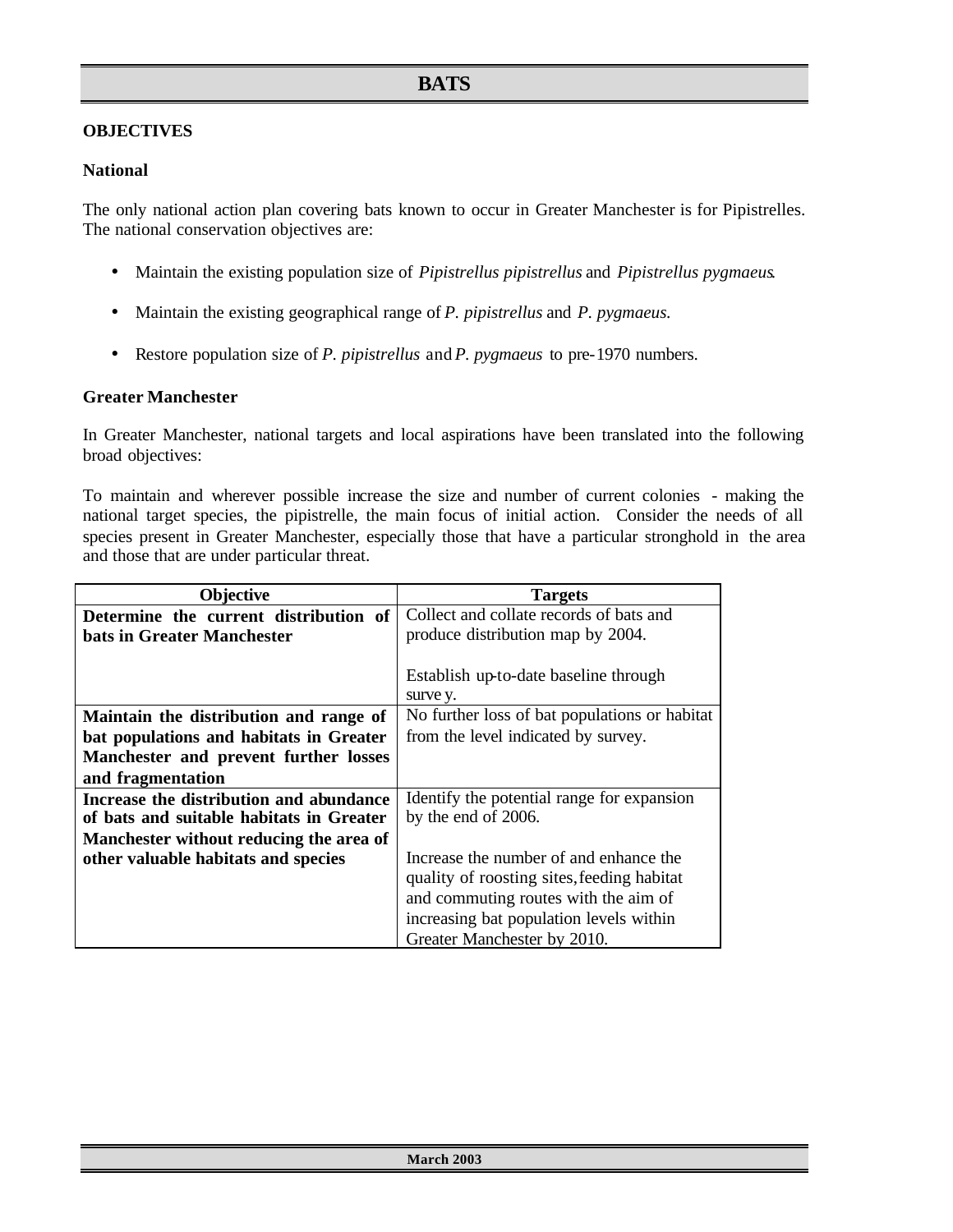# BATS

## OBJECTIVES

### National

The only national action plan covering bats known to occur in Greater Manchester is for Pipistrelles. The national conservation objectives are:

- Maintain the existing population size of *Pipistrellus pipistrellus* and *Pipistrellus pygmaeus*.
- Maintain the existing geographical range of *P. pipistrellus* and *P. pygmaeus*.
- Restore population size of *P. pipistrellus* and *P. pygmaeus* to pre-1970 numbers.

### Greater Manchester

In Greater Manchester, national targets and local aspirations have been translated into the following broad objectives:

To maintain and wherever possible increase the size and number of current colonies - making the national target species, the pipistrelle, the main focus of initial action. Consider the needs of all species present in Greater Manchester, especially those that have a particular stronghold in the area and those that are under particular threat.

| Objective | Targets |
|---|---|
| **Determine the current distribution of bats in Greater Manchester** | Collect and collate records of bats and produce distribution map by 2004.<br><br>Establish up-to-date baseline through survey. |
| **Maintain the distribution and range of bat populations and habitats in Greater Manchester and prevent further losses and fragmentation** | No further loss of bat populations or habitat from the level indicated by survey. |
| **Increase the distribution and abundance of bats and suitable habitats in Greater Manchester without reducing the area of other valuable habitats and species** | Identify the potential range for expansion by the end of 2006.<br><br>Increase the number of and enhance the quality of roosting sites, feeding habitat and commuting routes with the aim of increasing bat population levels within Greater Manchester by 2010. |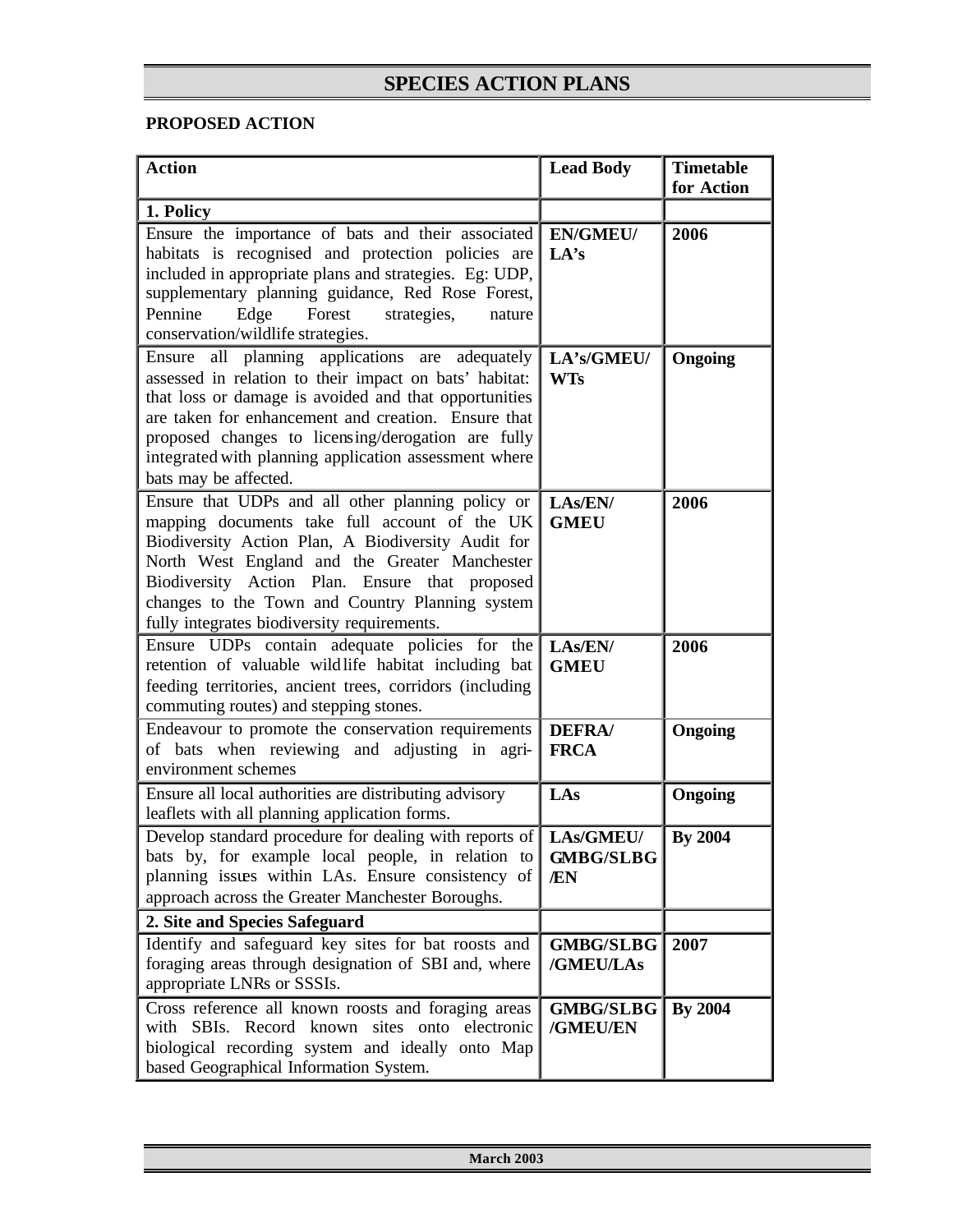# SPECIES ACTION PLANS

**PROPOSED ACTION**

| Action | Lead Body | Timetable for Action |
|---|---|---|
| **1. Policy** | | |
| Ensure the importance of bats and their associated habitats is recognised and protection policies are included in appropriate plans and strategies. Eg: UDP, supplementary planning guidance, Red Rose Forest, Pennine Edge Forest strategies, nature conservation/wildlife strategies. | **EN/GMEU/ LA's** | **2006** |
| Ensure all planning applications are adequately assessed in relation to their impact on bats' habitat: that loss or damage is avoided and that opportunities are taken for enhancement and creation. Ensure that proposed changes to licensing/derogation are fully integrated with planning application assessment where bats may be affected. | **LA's/GMEU/ WTs** | **Ongoing** |
| Ensure that UDPs and all other planning policy or mapping documents take full account of the UK Biodiversity Action Plan, A Biodiversity Audit for North West England and the Greater Manchester Biodiversity Action Plan. Ensure that proposed changes to the Town and Country Planning system fully integrates biodiversity requirements. | **LAs/EN/ GMEU** | **2006** |
| Ensure UDPs contain adequate policies for the retention of valuable wildlife habitat including bat feeding territories, ancient trees, corridors (including commuting routes) and stepping stones. | **LAs/EN/ GMEU** | **2006** |
| Endeavour to promote the conservation requirements of bats when reviewing and adjusting in agri-environment schemes | **DEFRA/ FRCA** | **Ongoing** |
| Ensure all local authorities are distributing advisory leaflets with all planning application forms. | **LAs** | **Ongoing** |
| Develop standard procedure for dealing with reports of bats by, for example local people, in relation to planning issues within LAs. Ensure consistency of approach across the Greater Manchester Boroughs. | **LAs/GMEU/ GMBG/SLBG /EN** | **By 2004** |
| **2. Site and Species Safeguard** | | |
| Identify and safeguard key sites for bat roosts and foraging areas through designation of SBI and, where appropriate LNRs or SSSIs. | **GMBG/SLBG /GMEU/LAs** | **2007** |
| Cross reference all known roosts and foraging areas with SBIs. Record known sites onto electronic biological recording system and ideally onto Map based Geographical Information System. | **GMBG/SLBG /GMEU/EN** | **By 2004** |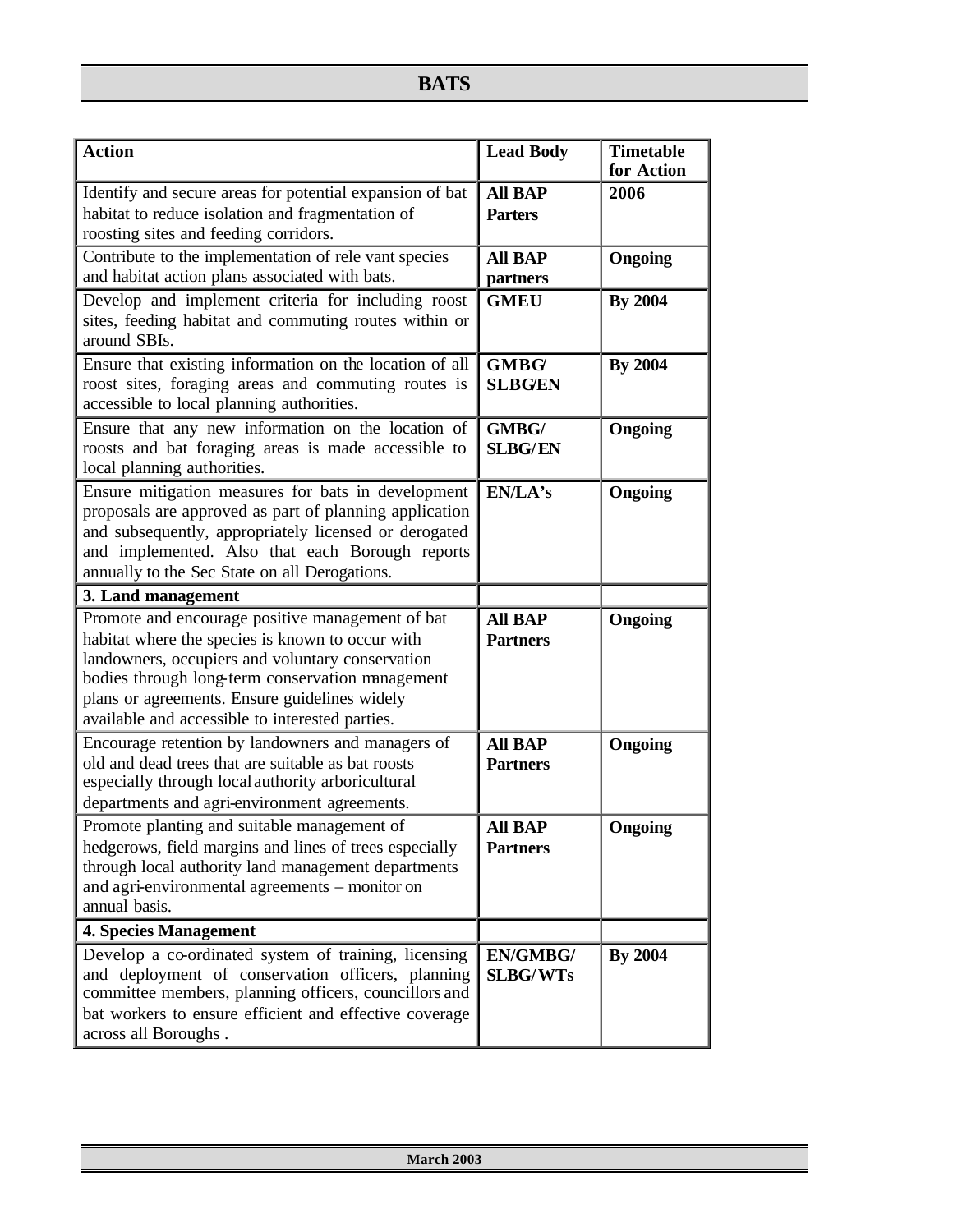# BATS

| Action | Lead Body | Timetable for Action |
|---|---|---|
| Identify and secure areas for potential expansion of bat habitat to reduce isolation and fragmentation of roosting sites and feeding corridors. | **All BAP Parters** | **2006** |
| Contribute to the implementation of rele vant species and habitat action plans associated with bats. | **All BAP partners** | **Ongoing** |
| Develop and implement criteria for including roost sites, feeding habitat and commuting routes within or around SBIs. | **GMEU** | **By 2004** |
| Ensure that existing information on the location of all roost sites, foraging areas and commuting routes is accessible to local planning authorities. | **GMBG/ SLBG/EN** | **By 2004** |
| Ensure that any new information on the location of roosts and bat foraging areas is made accessible to local planning authorities. | **GMBG/ SLBG/EN** | **Ongoing** |
| Ensure mitigation measures for bats in development proposals are approved as part of planning application and subsequently, appropriately licensed or derogated and implemented. Also that each Borough reports annually to the Sec State on all Derogations. | **EN/LA's** | **Ongoing** |
| **3. Land management** | | |
| Promote and encourage positive management of bat habitat where the species is known to occur with landowners, occupiers and voluntary conservation bodies through long-term conservation management plans or agreements. Ensure guidelines widely available and accessible to interested parties. | **All BAP Partners** | **Ongoing** |
| Encourage retention by landowners and managers of old and dead trees that are suitable as bat roosts especially through local authority arboricultural departments and agri-environment agreements. | **All BAP Partners** | **Ongoing** |
| Promote planting and suitable management of hedgerows, field margins and lines of trees especially through local authority land management departments and agri-environmental agreements – monitor on annual basis. | **All BAP Partners** | **Ongoing** |
| **4. Species Management** | | |
| Develop a co-ordinated system of training, licensing and deployment of conservation officers, planning committee members, planning officers, councillors and bat workers to ensure efficient and effective coverage across all Boroughs . | **EN/GMBG/ SLBG/WTs** | **By 2004** |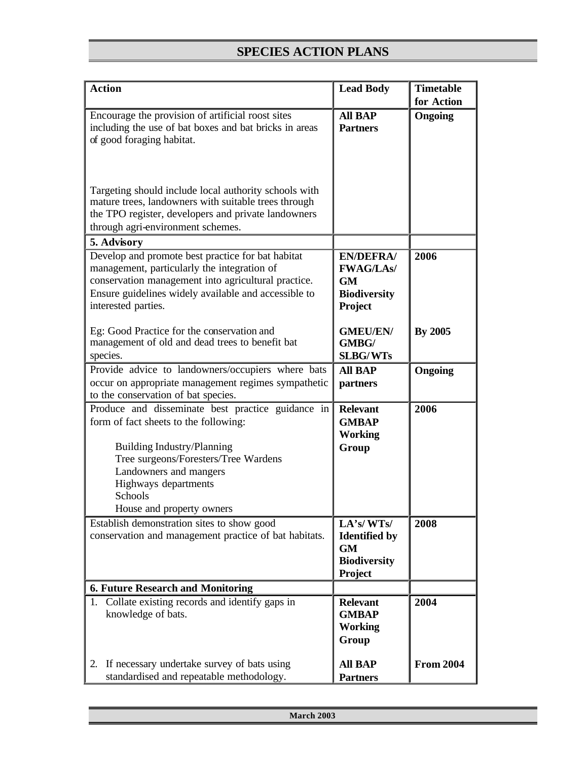# SPECIES ACTION PLANS

| Action | Lead Body | Timetable for Action |
|---|---|---|
| Encourage the provision of artificial roost sites including the use of bat boxes and bat bricks in areas of good foraging habitat.<br><br>Targeting should include local authority schools with mature trees, landowners with suitable trees through the TPO register, developers and private landowners through agri-environment schemes. | **All BAP Partners** | **Ongoing** |
| **5. Advisory** | | |
| Develop and promote best practice for bat habitat management, particularly the integration of conservation management into agricultural practice. Ensure guidelines widely available and accessible to interested parties.<br><br>Eg: Good Practice for the conservation and management of old and dead trees to benefit bat species. | **EN/DEFRA/ FWAG/LAs/ GM Biodiversity Project**<br><br>**GMEU/EN/ GMBG/ SLBG/WTs** | **2006**<br><br>**By 2005** |
| Provide advice to landowners/occupiers where bats occur on appropriate management regimes sympathetic to the conservation of bat species. | **All BAP partners** | **Ongoing** |
| Produce and disseminate best practice guidance in form of fact sheets to the following:<br><br>Building Industry/Planning<br>Tree surgeons/Foresters/Tree Wardens<br>Landowners and mangers<br>Highways departments<br>Schools<br>House and property owners | **Relevant GMBAP Working Group** | **2006** |
| Establish demonstration sites to show good conservation and management practice of bat habitats. | **LA's/ WTs/ Identified by GM Biodiversity Project** | **2008** |
| **6. Future Research and Monitoring** | | |
| 1. Collate existing records and identify gaps in knowledge of bats.<br><br>2. If necessary undertake survey of bats using standardised and repeatable methodology. | **Relevant GMBAP Working Group**<br><br>**All BAP Partners** | **2004**<br><br>**From 2004** |

March 2003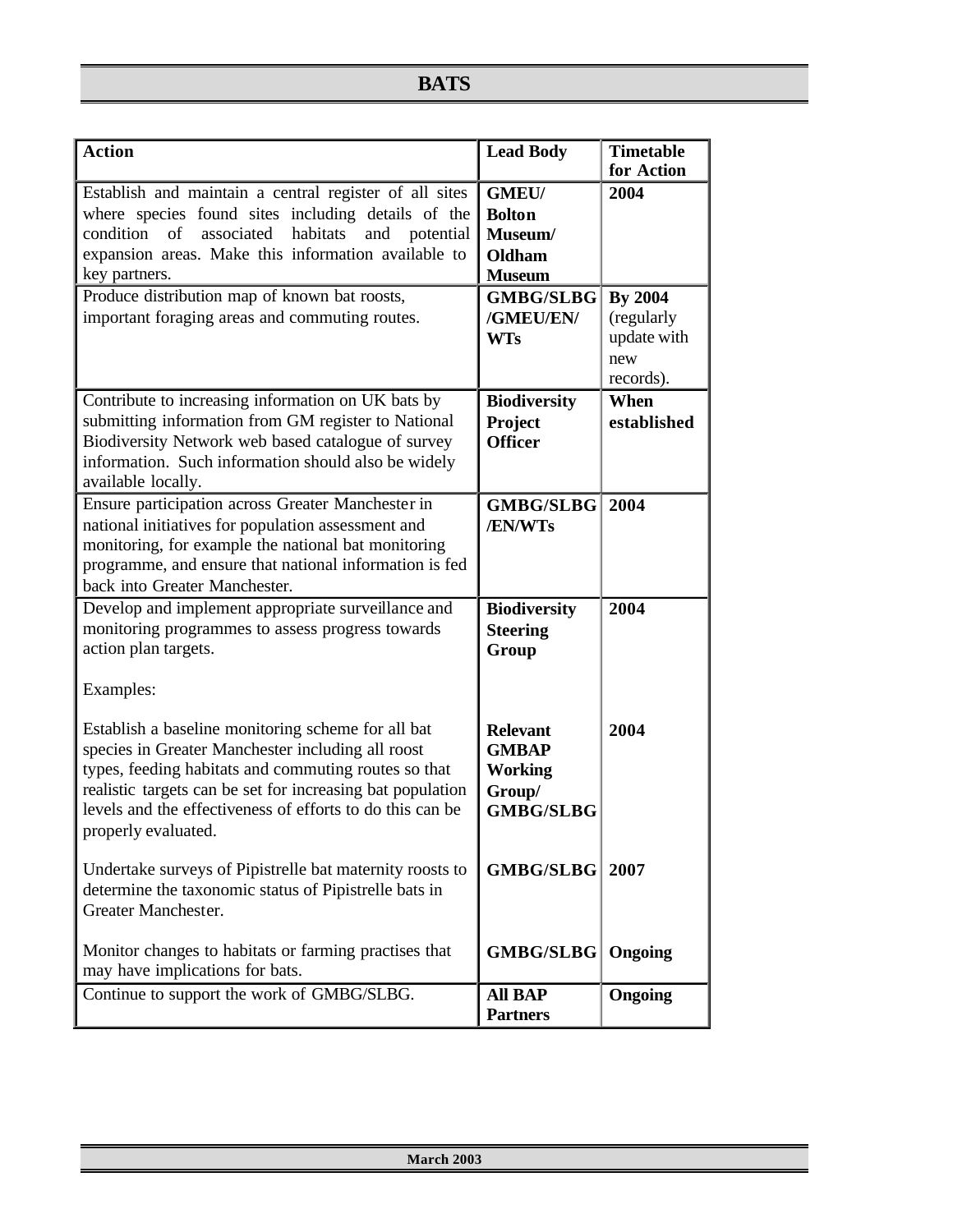# BATS

| Action | Lead Body | Timetable for Action |
|---|---|---|
| Establish and maintain a central register of all sites where species found sites including details of the condition of associated habitats and potential expansion areas. Make this information available to key partners. | **GMEU/ Bolton Museum/ Oldham Museum** | **2004** |
| Produce distribution map of known bat roosts, important foraging areas and commuting routes. | **GMBG/SLBG /GMEU/EN/ WTs** | **By 2004** (regularly update with new records). |
| Contribute to increasing information on UK bats by submitting information from GM register to National Biodiversity Network web based catalogue of survey information. Such information should also be widely available locally. | **Biodiversity Project Officer** | **When established** |
| Ensure participation across Greater Manchester in national initiatives for population assessment and monitoring, for example the national bat monitoring programme, and ensure that national information is fed back into Greater Manchester. | **GMBG/SLBG /EN/WTs** | **2004** |
| Develop and implement appropriate surveillance and monitoring programmes to assess progress towards action plan targets.<br><br>Examples: | **Biodiversity Steering Group** | **2004** |
| Establish a baseline monitoring scheme for all bat species in Greater Manchester including all roost types, feeding habitats and commuting routes so that realistic targets can be set for increasing bat population levels and the effectiveness of efforts to do this can be properly evaluated. | **Relevant GMBAP Working Group/ GMBG/SLBG** | **2004** |
| Undertake surveys of Pipistrelle bat maternity roosts to determine the taxonomic status of Pipistrelle bats in Greater Manchester. | **GMBG/SLBG** | **2007** |
| Monitor changes to habitats or farming practises that may have implications for bats. | **GMBG/SLBG** | **Ongoing** |
| Continue to support the work of GMBG/SLBG. | **All BAP Partners** | **Ongoing** |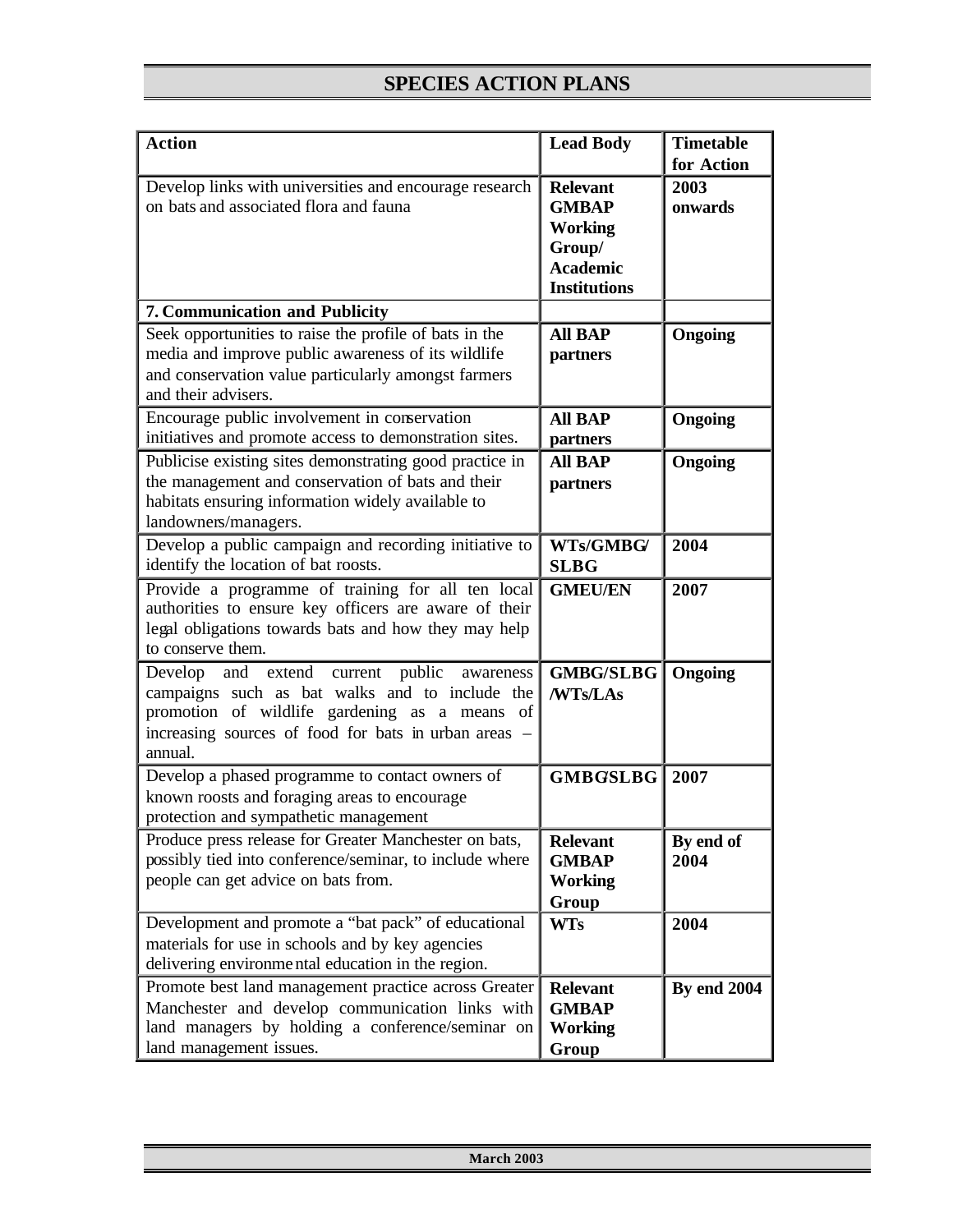## SPECIES ACTION PLANS

| Action | Lead Body | Timetable for Action |
|---|---|---|
| Develop links with universities and encourage research on bats and associated flora and fauna | **Relevant GMBAP Working Group/ Academic Institutions** | **2003 onwards** |
| **7. Communication and Publicity** | | |
| Seek opportunities to raise the profile of bats in the media and improve public awareness of its wildlife and conservation value particularly amongst farmers and their advisers. | **All BAP partners** | **Ongoing** |
| Encourage public involvement in conservation initiatives and promote access to demonstration sites. | **All BAP partners** | **Ongoing** |
| Publicise existing sites demonstrating good practice in the management and conservation of bats and their habitats ensuring information widely available to landowners/managers. | **All BAP partners** | **Ongoing** |
| Develop a public campaign and recording initiative to identify the location of bat roosts. | **WTs/GMBG/ SLBG** | **2004** |
| Provide a programme of training for all ten local authorities to ensure key officers are aware of their legal obligations towards bats and how they may help to conserve them. | **GMEU/EN** | **2007** |
| Develop and extend current public awareness campaigns such as bat walks and to include the promotion of wildlife gardening as a means of increasing sources of food for bats in urban areas – annual. | **GMBG/SLBG /WTs/LAs** | **Ongoing** |
| Develop a phased programme to contact owners of known roosts and foraging areas to encourage protection and sympathetic management | **GMBG/SLBG** | **2007** |
| Produce press release for Greater Manchester on bats, possibly tied into conference/seminar, to include where people can get advice on bats from. | **Relevant GMBAP Working Group** | **By end of 2004** |
| Development and promote a "bat pack" of educational materials for use in schools and by key agencies delivering environmental education in the region. | **WTs** | **2004** |
| Promote best land management practice across Greater Manchester and develop communication links with land managers by holding a conference/seminar on land management issues. | **Relevant GMBAP Working Group** | **By end 2004** |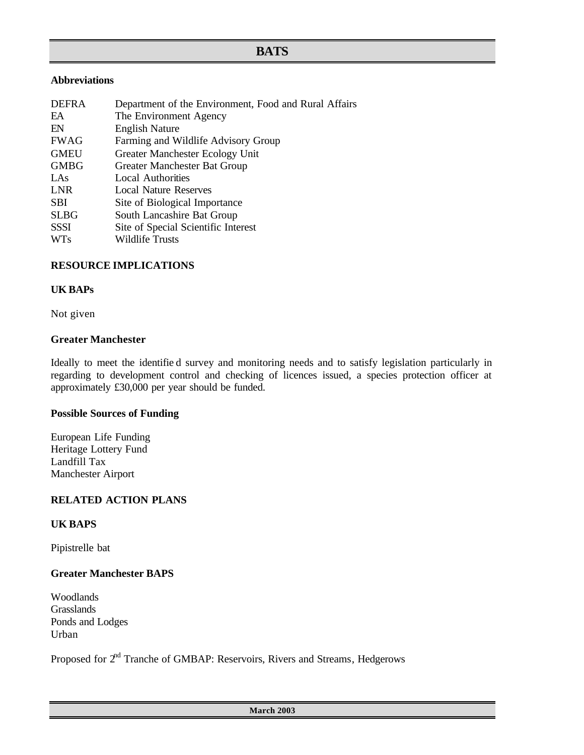# BATS

**Abbreviations**

| | |
|---|---|
| DEFRA | Department of the Environment, Food and Rural Affairs |
| EA | The Environment Agency |
| EN | English Nature |
| FWAG | Farming and Wildlife Advisory Group |
| GMEU | Greater Manchester Ecology Unit |
| GMBG | Greater Manchester Bat Group |
| LAs | Local Authorities |
| LNR | Local Nature Reserves |
| SBI | Site of Biological Importance |
| SLBG | South Lancashire Bat Group |
| SSSI | Site of Special Scientific Interest |
| WTs | Wildlife Trusts |

## RESOURCE IMPLICATIONS

### UK BAPs

Not given

### Greater Manchester

Ideally to meet the identified survey and monitoring needs and to satisfy legislation particularly in regarding to development control and checking of licences issued, a species protection officer at approximately £30,000 per year should be funded.

### Possible Sources of Funding

European Life Funding
Heritage Lottery Fund
Landfill Tax
Manchester Airport

## RELATED ACTION PLANS

### UK BAPS

Pipistrelle bat

### Greater Manchester BAPS

Woodlands
Grasslands
Ponds and Lodges
Urban

Proposed for 2nd Tranche of GMBAP: Reservoirs, Rivers and Streams, Hedgerows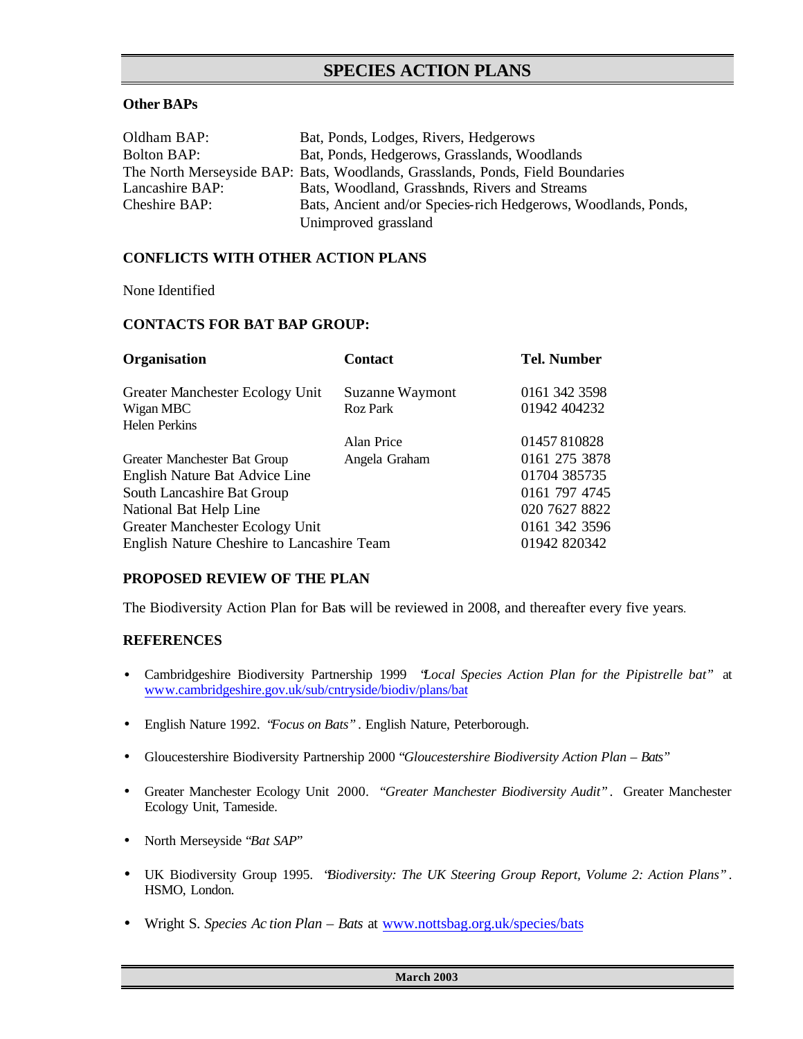# SPECIES ACTION PLANS

**Other BAPs**

| | |
|---|---|
| Oldham BAP: | Bat, Ponds, Lodges, Rivers, Hedgerows |
| Bolton BAP: | Bat, Ponds, Hedgerows, Grasslands, Woodlands |
| The North Merseyside BAP: | Bats, Woodlands, Grasslands, Ponds, Field Boundaries |
| Lancashire BAP: | Bats, Woodland, Grasslands, Rivers and Streams |
| Cheshire BAP: | Bats, Ancient and/or Species-rich Hedgerows, Woodlands, Ponds, Unimproved grassland |

**CONFLICTS WITH OTHER ACTION PLANS**

None Identified

**CONTACTS FOR BAT BAP GROUP:**

| Organisation | Contact | Tel. Number |
|---|---|---|
| Greater Manchester Ecology Unit | Suzanne Waymont | 0161 342 3598 |
| Wigan MBC | Roz Park | 01942 404232 |
| Helen Perkins | | |
| | Alan Price | 01457 810828 |
| Greater Manchester Bat Group | Angela Graham | 0161 275 3878 |
| English Nature Bat Advice Line | | 01704 385735 |
| South Lancashire Bat Group | | 0161 797 4745 |
| National Bat Help Line | | 020 7627 8822 |
| Greater Manchester Ecology Unit | | 0161 342 3596 |
| English Nature Cheshire to Lancashire Team | | 01942 820342 |

**PROPOSED REVIEW OF THE PLAN**

The Biodiversity Action Plan for Bats will be reviewed in 2008, and thereafter every five years.

**REFERENCES**

- Cambridgeshire Biodiversity Partnership 1999 *"Local Species Action Plan for the Pipistrelle bat"* at www.cambridgeshire.gov.uk/sub/cntryside/biodiv/plans/bat
- English Nature 1992. *"Focus on Bats"*. English Nature, Peterborough.
- Gloucestershire Biodiversity Partnership 2000 *"Gloucestershire Biodiversity Action Plan – Bats"*
- Greater Manchester Ecology Unit 2000. *"Greater Manchester Biodiversity Audit"*. Greater Manchester Ecology Unit, Tameside.
- North Merseyside *"Bat SAP"*
- UK Biodiversity Group 1995. *"Biodiversity: The UK Steering Group Report, Volume 2: Action Plans"*. HMSO, London.
- Wright S. *Species Action Plan – Bats* at www.nottsbag.org.uk/species/bats

March 2003